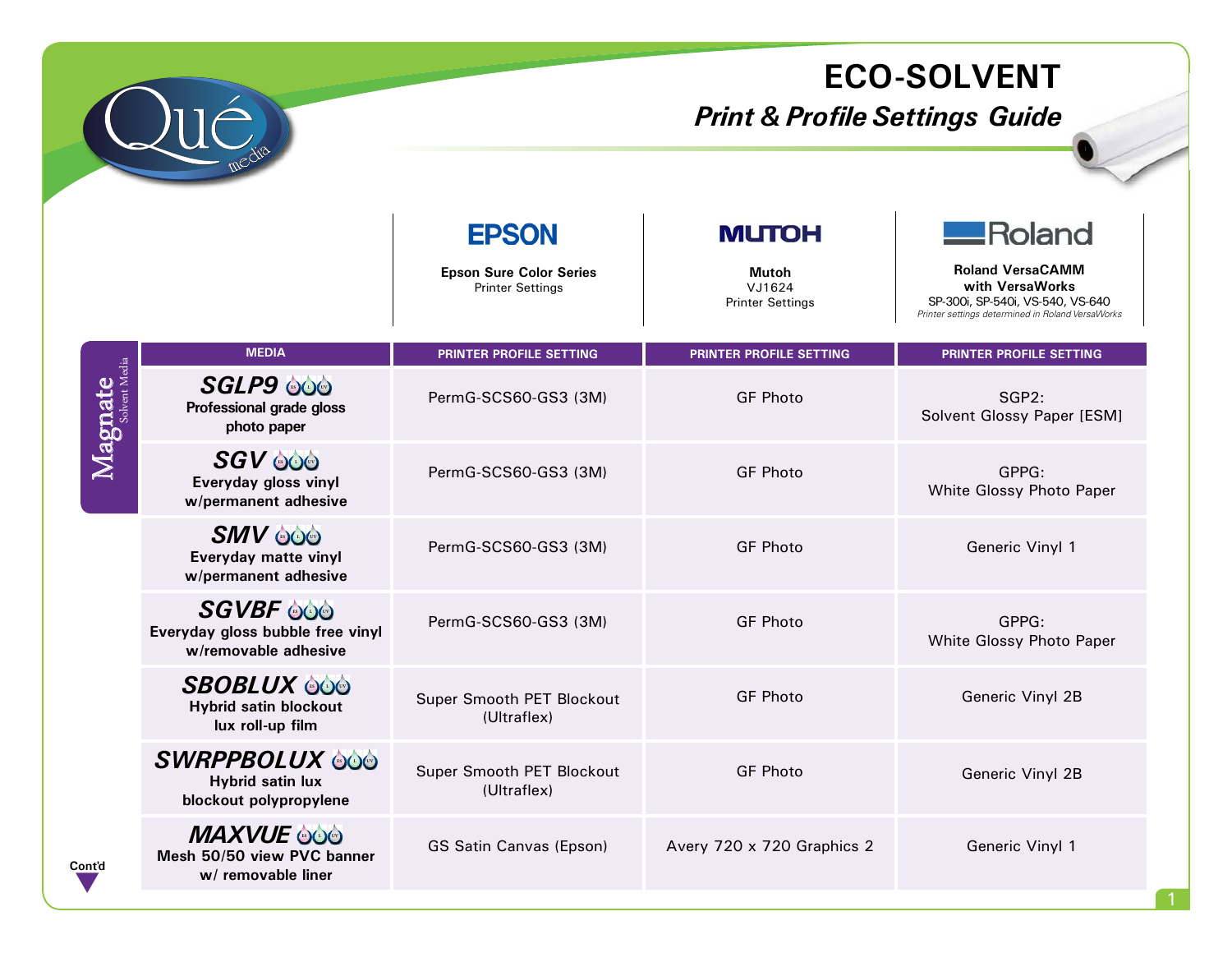# ECO-SOLVENT

## *Print & Profile Settings Guide*

**Magnate** Solvent Media

| MEDIA | PRINTER PROFILE SETTING<br>**EPSON**<br>Epson Sure Color Series<br>Printer Settings | PRINTER PROFILE SETTING<br>**MUTOH**<br>Mutoh<br>VJ1624<br>Printer Settings | PRINTER PROFILE SETTING<br>**Roland**<br>Roland VersaCAMM with VersaWorks<br>SP-300i, SP-540i, VS-540, VS-640<br>*Printer settings determined in Roland VersaWorks* |
|---|---|---|---|
| ***SGLP9***<br>Professional grade gloss photo paper | PermG-SCS60-GS3 (3M) | GF Photo | SGP2:<br>Solvent Glossy Paper [ESM] |
| ***SGV***<br>Everyday gloss vinyl w/permanent adhesive | PermG-SCS60-GS3 (3M) | GF Photo | GPPG:<br>White Glossy Photo Paper |
| ***SMV***<br>Everyday matte vinyl w/permanent adhesive | PermG-SCS60-GS3 (3M) | GF Photo | Generic Vinyl 1 |
| ***SGVBF***<br>Everyday gloss bubble free vinyl w/removable adhesive | PermG-SCS60-GS3 (3M) | GF Photo | GPPG:<br>White Glossy Photo Paper |
| ***SBOBLUX***<br>Hybrid satin blockout lux roll-up film | Super Smooth PET Blockout (Ultraflex) | GF Photo | Generic Vinyl 2B |
| ***SWRPPBOLUX***<br>Hybrid satin lux blockout polypropylene | Super Smooth PET Blockout (Ultraflex) | GF Photo | Generic Vinyl 2B |
| ***MAXVUE***<br>Mesh 50/50 view PVC banner w/ removable liner | GS Satin Canvas (Epson) | Avery 720 x 720 Graphics 2 | Generic Vinyl 1 |

Cont'd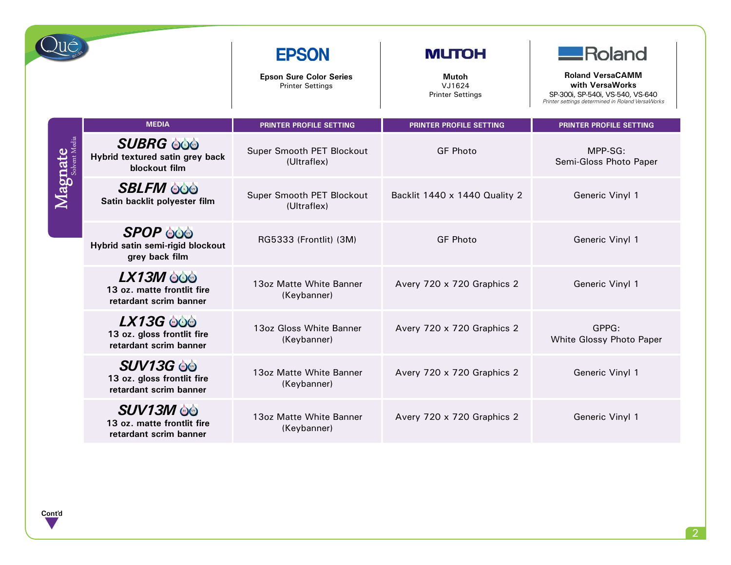**Magnate** Solvent Media

| MEDIA | EPSON — Epson Sure Color Series Printer Settings — PRINTER PROFILE SETTING | MUTOH — Mutoh VJ1624 Printer Settings — PRINTER PROFILE SETTING | Roland — Roland VersaCAMM with VersaWorks SP-300i, SP-540i, VS-540, VS-640 *Printer settings determined in Roland VersaWorks* — PRINTER PROFILE SETTING |
|---|---|---|---|
| **SUBRG** Hybrid textured satin grey back blockout film | Super Smooth PET Blockout (Ultraflex) | GF Photo | MPP-SG: Semi-Gloss Photo Paper |
| **SBLFM** Satin backlit polyester film | Super Smooth PET Blockout (Ultraflex) | Backlit 1440 x 1440 Quality 2 | Generic Vinyl 1 |
| **SPOP** Hybrid satin semi-rigid blockout grey back film | RG5333 (Frontlit) (3M) | GF Photo | Generic Vinyl 1 |
| **LX13M** 13 oz. matte frontlit fire retardant scrim banner | 13oz Matte White Banner (Keybanner) | Avery 720 x 720 Graphics 2 | Generic Vinyl 1 |
| **LX13G** 13 oz. gloss frontlit fire retardant scrim banner | 13oz Gloss White Banner (Keybanner) | Avery 720 x 720 Graphics 2 | GPPG: White Glossy Photo Paper |
| **SUV13G** 13 oz. gloss frontlit fire retardant scrim banner | 13oz Matte White Banner (Keybanner) | Avery 720 x 720 Graphics 2 | Generic Vinyl 1 |
| **SUV13M** 13 oz. matte frontlit fire retardant scrim banner | 13oz Matte White Banner (Keybanner) | Avery 720 x 720 Graphics 2 | Generic Vinyl 1 |

Cont'd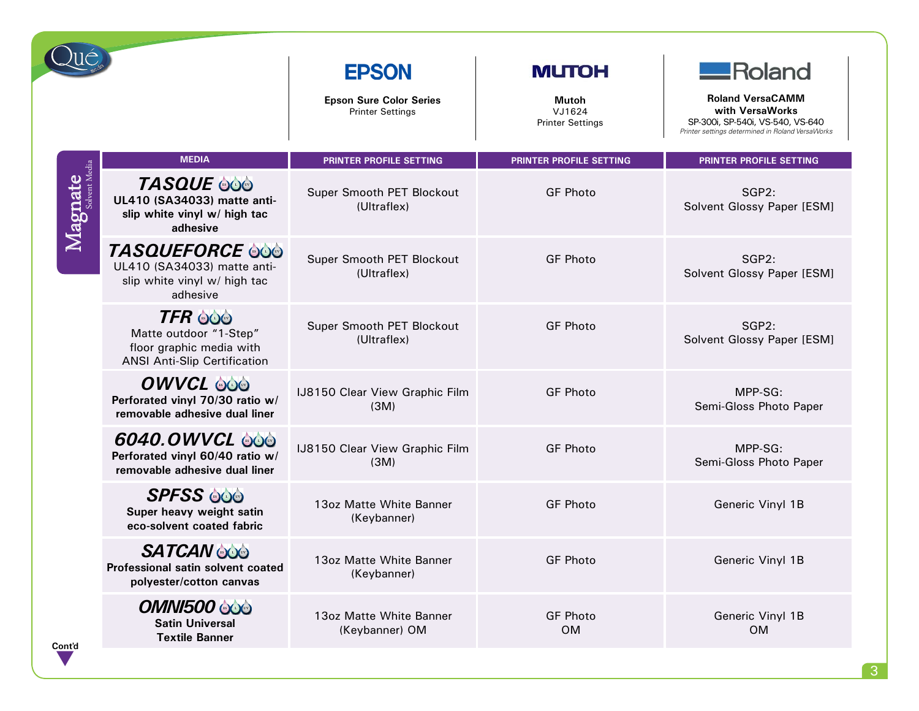Magnate Solvent Media

| | **EPSON**<br>Epson Sure Color Series<br>Printer Settings | **MUTOH**<br>Mutoh<br>VJ1624<br>Printer Settings | **Roland**<br>Roland VersaCAMM with VersaWorks<br>SP-300i, SP-540i, VS-540, VS-640<br>*Printer settings determined in Roland VersaWorks* |
|---|---|---|---|
| **MEDIA** | **PRINTER PROFILE SETTING** | **PRINTER PROFILE SETTING** | **PRINTER PROFILE SETTING** |
| ***TASQUE***<br>**UL410 (SA34033) matte anti-slip white vinyl w/ high tac adhesive** | Super Smooth PET Blockout (Ultraflex) | GF Photo | SGP2: Solvent Glossy Paper [ESM] |
| ***TASQUEFORCE***<br>UL410 (SA34033) matte anti-slip white vinyl w/ high tac adhesive | Super Smooth PET Blockout (Ultraflex) | GF Photo | SGP2: Solvent Glossy Paper [ESM] |
| ***TFR***<br>Matte outdoor "1-Step" floor graphic media with ANSI Anti-Slip Certification | Super Smooth PET Blockout (Ultraflex) | GF Photo | SGP2: Solvent Glossy Paper [ESM] |
| ***OWVCL***<br>**Perforated vinyl 70/30 ratio w/ removable adhesive dual liner** | IJ8150 Clear View Graphic Film (3M) | GF Photo | MPP-SG: Semi-Gloss Photo Paper |
| ***6040.OWVCL***<br>**Perforated vinyl 60/40 ratio w/ removable adhesive dual liner** | IJ8150 Clear View Graphic Film (3M) | GF Photo | MPP-SG: Semi-Gloss Photo Paper |
| ***SPFSS***<br>**Super heavy weight satin eco-solvent coated fabric** | 13oz Matte White Banner (Keybanner) | GF Photo | Generic Vinyl 1B |
| ***SATCAN***<br>**Professional satin solvent coated polyester/cotton canvas** | 13oz Matte White Banner (Keybanner) | GF Photo | Generic Vinyl 1B |
| ***OMNI500***<br>**Satin Universal Textile Banner** | 13oz Matte White Banner (Keybanner) OM | GF Photo OM | Generic Vinyl 1B OM |

Cont'd